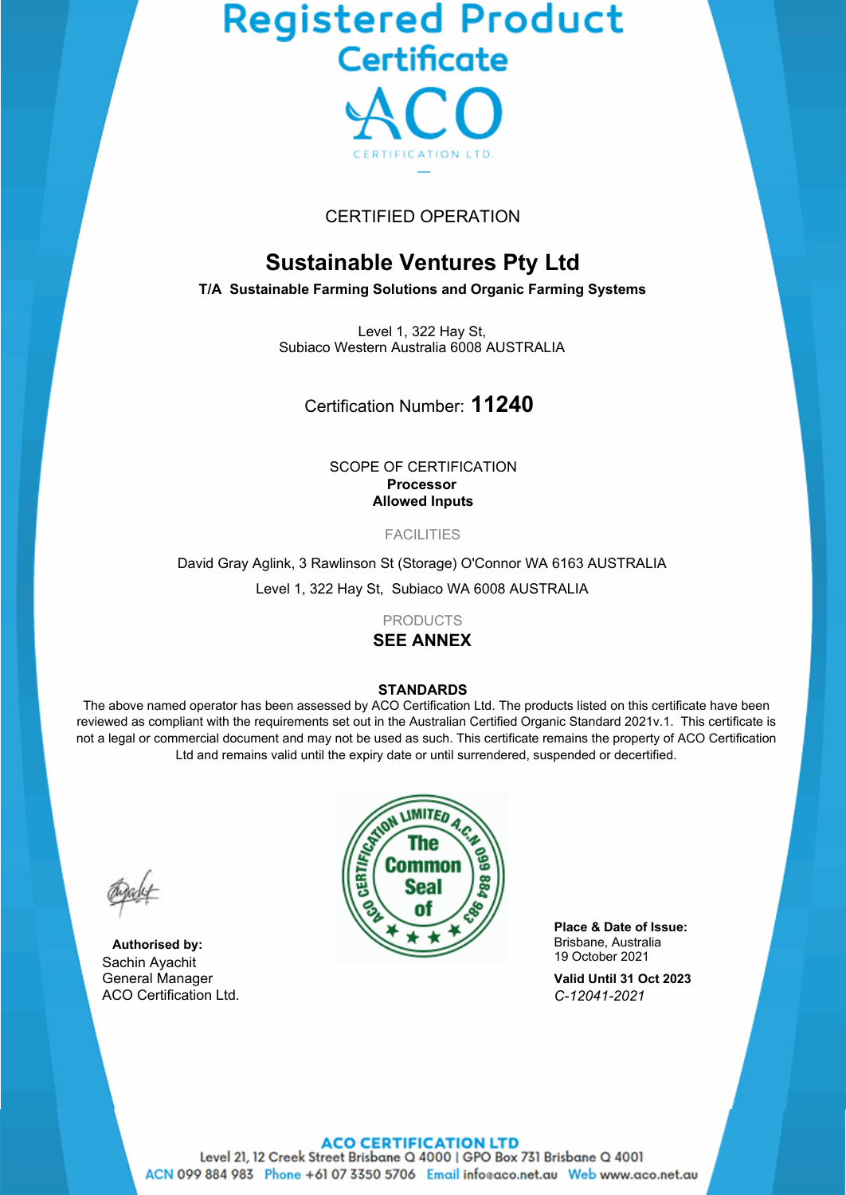# Registered Product Certificate

ACO CERTIFICATION LTD.

CERTIFIED OPERATION

## Sustainable Ventures Pty Ltd

**T/A Sustainable Farming Solutions and Organic Farming Systems**

Level 1, 322 Hay St,
Subiaco Western Australia 6008 AUSTRALIA

Certification Number: **11240**

SCOPE OF CERTIFICATION

**Processor**
**Allowed Inputs**

FACILITIES

David Gray Aglink, 3 Rawlinson St (Storage) O'Connor WA 6163 AUSTRALIA

Level 1, 322 Hay St, Subiaco WA 6008 AUSTRALIA

PRODUCTS

**SEE ANNEX**

**STANDARDS**

The above named operator has been assessed by ACO Certification Ltd. The products listed on this certificate have been reviewed as compliant with the requirements set out in the Australian Certified Organic Standard 2021v.1. This certificate is not a legal or commercial document and may not be used as such. This certificate remains the property of ACO Certification Ltd and remains valid until the expiry date or until surrendered, suspended or decertified.

ACO CERTIFICATION LIMITED A.C.N 099 884 983 The Common Seal of

**Authorised by:**
Sachin Ayachit
General Manager
ACO Certification Ltd.

**Place & Date of Issue:**
Brisbane, Australia
19 October 2021

**Valid Until 31 Oct 2023**
*C-12041-2021*

**ACO CERTIFICATION LTD**
Level 21, 12 Creek Street Brisbane Q 4000 | GPO Box 731 Brisbane Q 4001
ACN 099 884 983 Phone +61 07 3350 5706 Email info@aco.net.au Web www.aco.net.au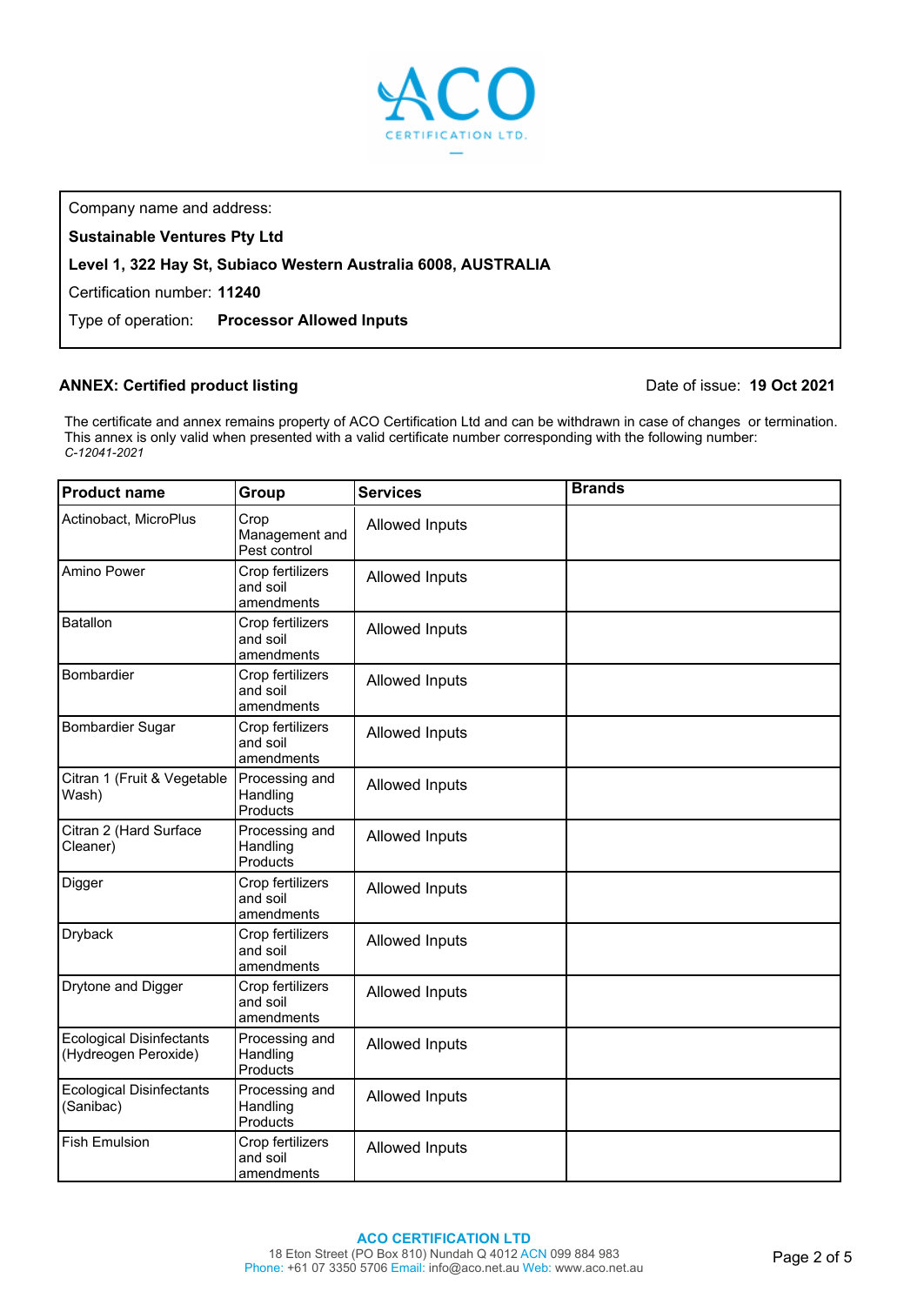ACO CERTIFICATION LTD.

| Company name and address: |
|---|
| **Sustainable Ventures Pty Ltd** |
| **Level 1, 322 Hay St, Subiaco Western Australia 6008, AUSTRALIA** |
| Certification number: **11240** |
| Type of operation: **Processor Allowed Inputs** |

**ANNEX: Certified product listing**

Date of issue: **19 Oct 2021**

The certificate and annex remains property of ACO Certification Ltd and can be withdrawn in case of changes or termination. This annex is only valid when presented with a valid certificate number corresponding with the following number: *C-12041-2021*

| Product name | Group | Services | Brands |
|---|---|---|---|
| Actinobact, MicroPlus | Crop Management and Pest control | Allowed Inputs | |
| Amino Power | Crop fertilizers and soil amendments | Allowed Inputs | |
| Batallon | Crop fertilizers and soil amendments | Allowed Inputs | |
| Bombardier | Crop fertilizers and soil amendments | Allowed Inputs | |
| Bombardier Sugar | Crop fertilizers and soil amendments | Allowed Inputs | |
| Citran 1 (Fruit & Vegetable Wash) | Processing and Handling Products | Allowed Inputs | |
| Citran 2 (Hard Surface Cleaner) | Processing and Handling Products | Allowed Inputs | |
| Digger | Crop fertilizers and soil amendments | Allowed Inputs | |
| Dryback | Crop fertilizers and soil amendments | Allowed Inputs | |
| Drytone and Digger | Crop fertilizers and soil amendments | Allowed Inputs | |
| Ecological Disinfectants (Hydreogen Peroxide) | Processing and Handling Products | Allowed Inputs | |
| Ecological Disinfectants (Sanibac) | Processing and Handling Products | Allowed Inputs | |
| Fish Emulsion | Crop fertilizers and soil amendments | Allowed Inputs | |

**ACO CERTIFICATION LTD**
18 Eton Street (PO Box 810) Nundah Q 4012 ACN 099 884 983
Phone: +61 07 3350 5706 Email: info@aco.net.au Web: www.aco.net.au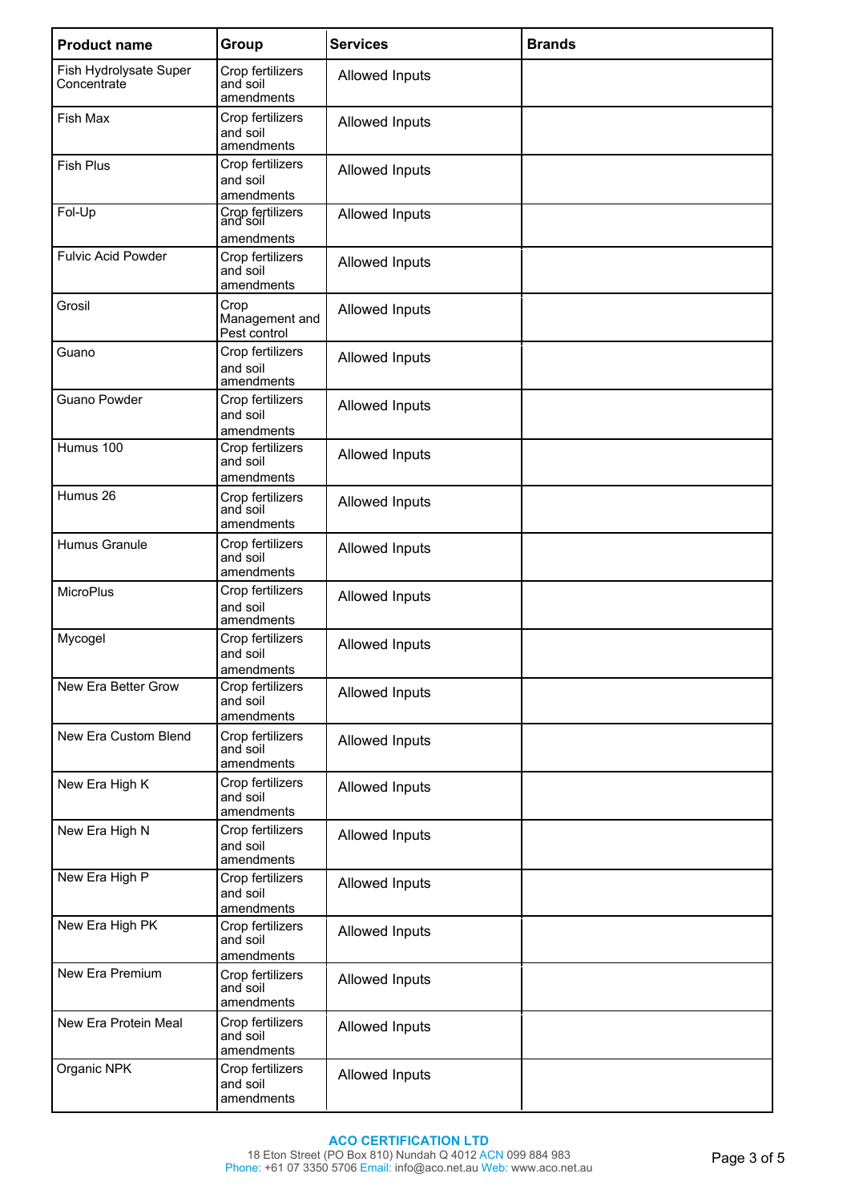| Product name | Group | Services | Brands |
|---|---|---|---|
| Fish Hydrolysate Super Concentrate | Crop fertilizers and soil amendments | Allowed Inputs | |
| Fish Max | Crop fertilizers and soil amendments | Allowed Inputs | |
| Fish Plus | Crop fertilizers and soil amendments | Allowed Inputs | |
| Fol-Up | Crop fertilizers and soil amendments | Allowed Inputs | |
| Fulvic Acid Powder | Crop fertilizers and soil amendments | Allowed Inputs | |
| Grosil | Crop Management and Pest control | Allowed Inputs | |
| Guano | Crop fertilizers and soil amendments | Allowed Inputs | |
| Guano Powder | Crop fertilizers and soil amendments | Allowed Inputs | |
| Humus 100 | Crop fertilizers and soil amendments | Allowed Inputs | |
| Humus 26 | Crop fertilizers and soil amendments | Allowed Inputs | |
| Humus Granule | Crop fertilizers and soil amendments | Allowed Inputs | |
| MicroPlus | Crop fertilizers and soil amendments | Allowed Inputs | |
| Mycogel | Crop fertilizers and soil amendments | Allowed Inputs | |
| New Era Better Grow | Crop fertilizers and soil amendments | Allowed Inputs | |
| New Era Custom Blend | Crop fertilizers and soil amendments | Allowed Inputs | |
| New Era High K | Crop fertilizers and soil amendments | Allowed Inputs | |
| New Era High N | Crop fertilizers and soil amendments | Allowed Inputs | |
| New Era High P | Crop fertilizers and soil amendments | Allowed Inputs | |
| New Era High PK | Crop fertilizers and soil amendments | Allowed Inputs | |
| New Era Premium | Crop fertilizers and soil amendments | Allowed Inputs | |
| New Era Protein Meal | Crop fertilizers and soil amendments | Allowed Inputs | |
| Organic NPK | Crop fertilizers and soil amendments | Allowed Inputs | |

**ACO CERTIFICATION LTD**
18 Eton Street (PO Box 810) Nundah Q 4012 ACN 099 884 983
Phone: +61 07 3350 5706 Email: info@aco.net.au Web: www.aco.net.au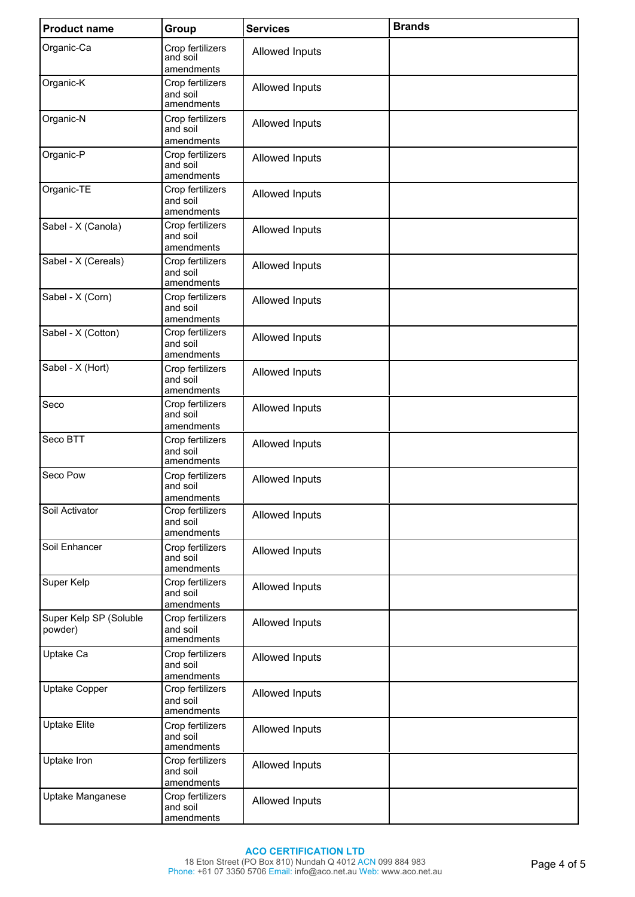| Product name | Group | Services | Brands |
| --- | --- | --- | --- |
| Organic-Ca | Crop fertilizers and soil amendments | Allowed Inputs | |
| Organic-K | Crop fertilizers and soil amendments | Allowed Inputs | |
| Organic-N | Crop fertilizers and soil amendments | Allowed Inputs | |
| Organic-P | Crop fertilizers and soil amendments | Allowed Inputs | |
| Organic-TE | Crop fertilizers and soil amendments | Allowed Inputs | |
| Sabel - X (Canola) | Crop fertilizers and soil amendments | Allowed Inputs | |
| Sabel - X (Cereals) | Crop fertilizers and soil amendments | Allowed Inputs | |
| Sabel - X (Corn) | Crop fertilizers and soil amendments | Allowed Inputs | |
| Sabel - X (Cotton) | Crop fertilizers and soil amendments | Allowed Inputs | |
| Sabel - X (Hort) | Crop fertilizers and soil amendments | Allowed Inputs | |
| Seco | Crop fertilizers and soil amendments | Allowed Inputs | |
| Seco BTT | Crop fertilizers and soil amendments | Allowed Inputs | |
| Seco Pow | Crop fertilizers and soil amendments | Allowed Inputs | |
| Soil Activator | Crop fertilizers and soil amendments | Allowed Inputs | |
| Soil Enhancer | Crop fertilizers and soil amendments | Allowed Inputs | |
| Super Kelp | Crop fertilizers and soil amendments | Allowed Inputs | |
| Super Kelp SP (Soluble powder) | Crop fertilizers and soil amendments | Allowed Inputs | |
| Uptake Ca | Crop fertilizers and soil amendments | Allowed Inputs | |
| Uptake Copper | Crop fertilizers and soil amendments | Allowed Inputs | |
| Uptake Elite | Crop fertilizers and soil amendments | Allowed Inputs | |
| Uptake Iron | Crop fertilizers and soil amendments | Allowed Inputs | |
| Uptake Manganese | Crop fertilizers and soil amendments | Allowed Inputs | |

**ACO CERTIFICATION LTD**
18 Eton Street (PO Box 810) Nundah Q 4012 ACN 099 884 983
Phone: +61 07 3350 5706 Email: info@aco.net.au Web: www.aco.net.au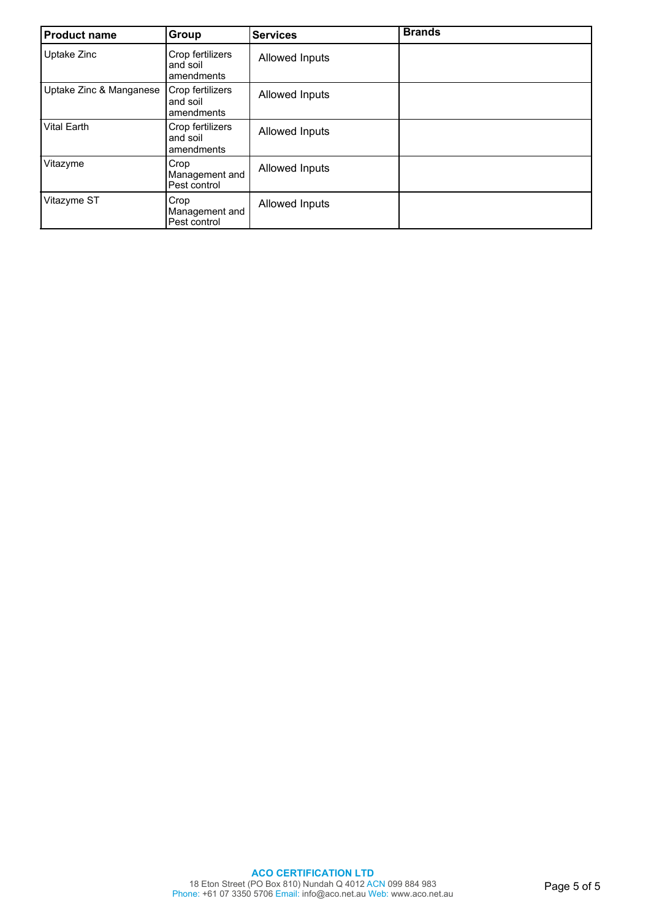| Product name | Group | Services | Brands |
|---|---|---|---|
| Uptake Zinc | Crop fertilizers and soil amendments | Allowed Inputs | |
| Uptake Zinc & Manganese | Crop fertilizers and soil amendments | Allowed Inputs | |
| Vital Earth | Crop fertilizers and soil amendments | Allowed Inputs | |
| Vitazyme | Crop Management and Pest control | Allowed Inputs | |
| Vitazyme ST | Crop Management and Pest control | Allowed Inputs | |

**ACO CERTIFICATION LTD**
18 Eton Street (PO Box 810) Nundah Q 4012 ACN 099 884 983
Phone: +61 07 3350 5706 Email: info@aco.net.au Web: www.aco.net.au